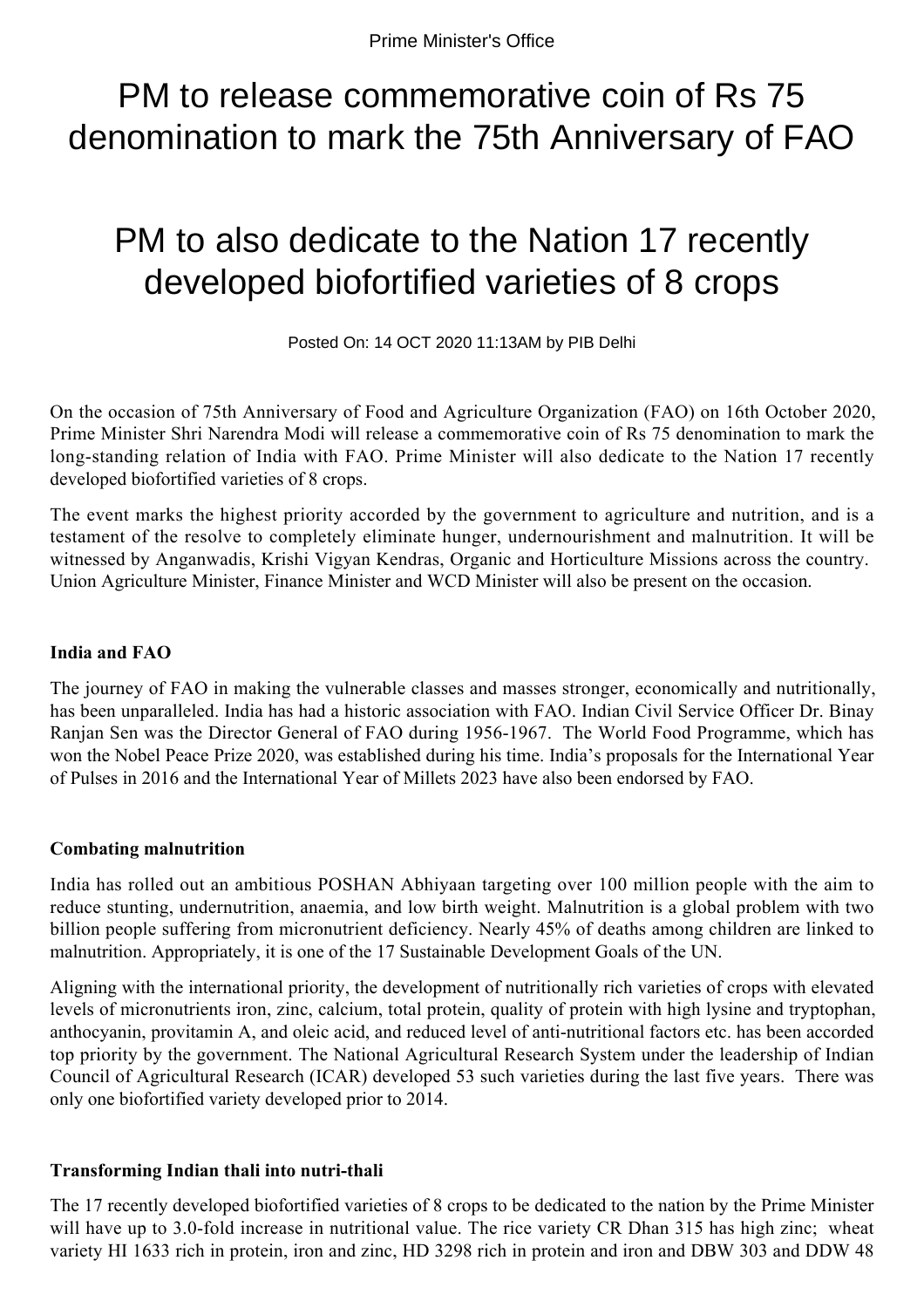Prime Minister's Office

# PM to release commemorative coin of Rs 75 denomination to mark the 75th Anniversary of FAO

# PM to also dedicate to the Nation 17 recently developed biofortified varieties of 8 crops

Posted On: 14 OCT 2020 11:13AM by PIB Delhi

On the occasion of 75th Anniversary of Food and Agriculture Organization (FAO) on 16th October 2020, Prime Minister Shri Narendra Modi will release a commemorative coin of Rs 75 denomination to mark the long-standing relation of India with FAO. Prime Minister will also dedicate to the Nation 17 recently developed biofortified varieties of 8 crops.

The event marks the highest priority accorded by the government to agriculture and nutrition, and is a testament of the resolve to completely eliminate hunger, undernourishment and malnutrition. It will be witnessed by Anganwadis, Krishi Vigyan Kendras, Organic and Horticulture Missions across the country. Union Agriculture Minister, Finance Minister and WCD Minister will also be present on the occasion.

**India and FAO**

The journey of FAO in making the vulnerable classes and masses stronger, economically and nutritionally, has been unparalleled. India has had a historic association with FAO. Indian Civil Service Officer Dr. Binay Ranjan Sen was the Director General of FAO during 1956-1967. The World Food Programme, which has won the Nobel Peace Prize 2020, was established during his time. India's proposals for the International Year of Pulses in 2016 and the International Year of Millets 2023 have also been endorsed by FAO.

**Combating malnutrition**

India has rolled out an ambitious POSHAN Abhiyaan targeting over 100 million people with the aim to reduce stunting, undernutrition, anaemia, and low birth weight. Malnutrition is a global problem with two billion people suffering from micronutrient deficiency. Nearly 45% of deaths among children are linked to malnutrition. Appropriately, it is one of the 17 Sustainable Development Goals of the UN.

Aligning with the international priority, the development of nutritionally rich varieties of crops with elevated levels of micronutrients iron, zinc, calcium, total protein, quality of protein with high lysine and tryptophan, anthocyanin, provitamin A, and oleic acid, and reduced level of anti-nutritional factors etc. has been accorded top priority by the government. The National Agricultural Research System under the leadership of Indian Council of Agricultural Research (ICAR) developed 53 such varieties during the last five years. There was only one biofortified variety developed prior to 2014.

**Transforming Indian thali into nutri-thali**

The 17 recently developed biofortified varieties of 8 crops to be dedicated to the nation by the Prime Minister will have up to 3.0-fold increase in nutritional value. The rice variety CR Dhan 315 has high zinc; wheat variety HI 1633 rich in protein, iron and zinc, HD 3298 rich in protein and iron and DBW 303 and DDW 48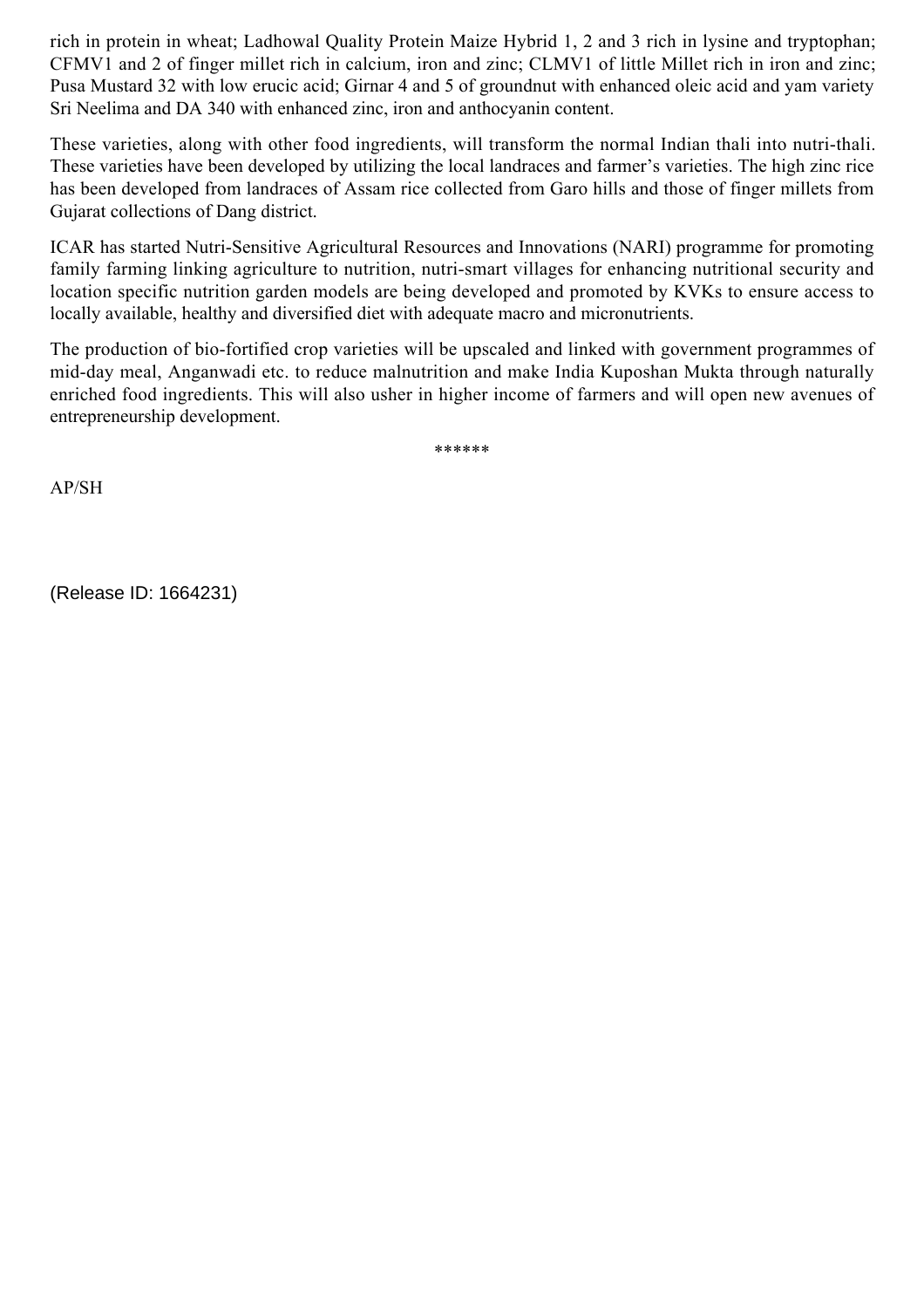rich in protein in wheat; Ladhowal Quality Protein Maize Hybrid 1, 2 and 3 rich in lysine and tryptophan; CFMV1 and 2 of finger millet rich in calcium, iron and zinc; CLMV1 of little Millet rich in iron and zinc; Pusa Mustard 32 with low erucic acid; Girnar 4 and 5 of groundnut with enhanced oleic acid and yam variety Sri Neelima and DA 340 with enhanced zinc, iron and anthocyanin content.

These varieties, along with other food ingredients, will transform the normal Indian thali into nutri-thali. These varieties have been developed by utilizing the local landraces and farmer's varieties. The high zinc rice has been developed from landraces of Assam rice collected from Garo hills and those of finger millets from Gujarat collections of Dang district.

ICAR has started Nutri-Sensitive Agricultural Resources and Innovations (NARI) programme for promoting family farming linking agriculture to nutrition, nutri-smart villages for enhancing nutritional security and location specific nutrition garden models are being developed and promoted by KVKs to ensure access to locally available, healthy and diversified diet with adequate macro and micronutrients.

The production of bio-fortified crop varieties will be upscaled and linked with government programmes of mid-day meal, Anganwadi etc. to reduce malnutrition and make India Kuposhan Mukta through naturally enriched food ingredients. This will also usher in higher income of farmers and will open new avenues of entrepreneurship development.

******

AP/SH

(Release ID: 1664231)